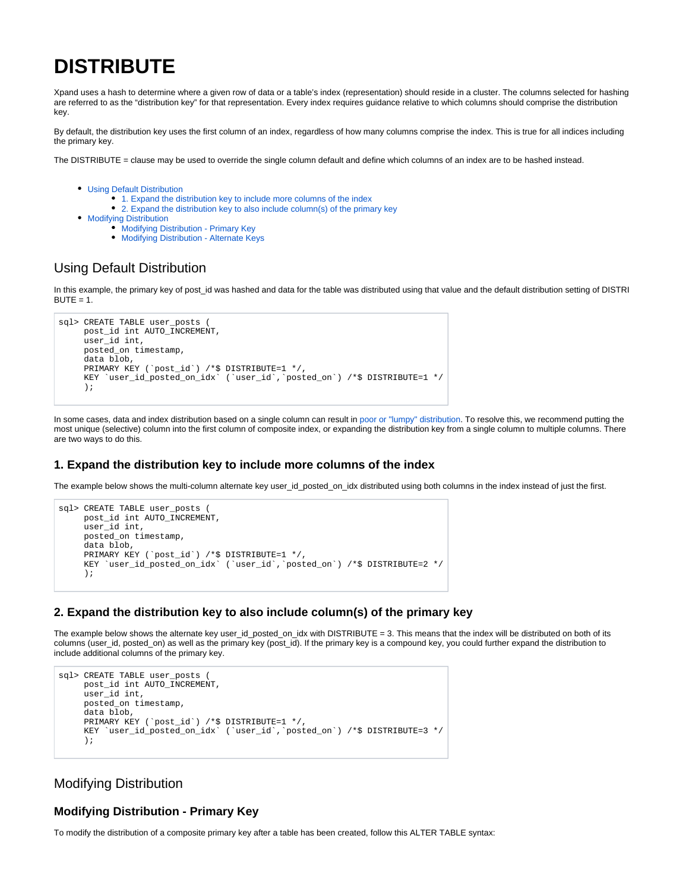# DISTRIBUTE

Xpand uses a hash to determine where a given row of data or a table's index (representation) should reside in a cluster. The columns selected for hashing are referred to as the "distribution key" for that representation. Every index requires guidance relative to which columns should comprise the distribution key.

By default, the distribution key uses the first column of an index, regardless of how many columns comprise the index. This is true for all indices including the primary key.

The DISTRIBUTE = clause may be used to override the single column default and define which columns of an index are to be hashed instead.

- Using Default Distribution
  - 1. Expand the distribution key to include more columns of the index
  - 2. Expand the distribution key to also include column(s) of the primary key
- Modifying Distribution
  - Modifying Distribution - Primary Key
  - Modifying Distribution - Alternate Keys

## Using Default Distribution

In this example, the primary key of post_id was hashed and data for the table was distributed using that value and the default distribution setting of DISTRIBUTE = 1.

```
sql> CREATE TABLE user_posts (
     post_id int AUTO_INCREMENT,
     user_id int,
     posted_on timestamp,
     data blob,
     PRIMARY KEY (`post_id`) /*$ DISTRIBUTE=1 */,
     KEY `user_id_posted_on_idx` (`user_id`,`posted_on`) /*$ DISTRIBUTE=1 */
     );
```

In some cases, data and index distribution based on a single column can result in poor or "lumpy" distribution. To resolve this, we recommend putting the most unique (selective) column into the first column of composite index, or expanding the distribution key from a single column to multiple columns. There are two ways to do this.

### 1. Expand the distribution key to include more columns of the index

The example below shows the multi-column alternate key user_id_posted_on_idx distributed using both columns in the index instead of just the first.

```
sql> CREATE TABLE user_posts (
     post_id int AUTO_INCREMENT,
     user_id int,
     posted_on timestamp,
     data blob,
     PRIMARY KEY (`post_id`) /*$ DISTRIBUTE=1 */,
     KEY `user_id_posted_on_idx` (`user_id`,`posted_on`) /*$ DISTRIBUTE=2 */
     );
```

### 2. Expand the distribution key to also include column(s) of the primary key

The example below shows the alternate key user_id_posted_on_idx with DISTRIBUTE = 3. This means that the index will be distributed on both of its columns (user_id, posted_on) as well as the primary key (post_id). If the primary key is a compound key, you could further expand the distribution to include additional columns of the primary key.

```
sql> CREATE TABLE user_posts (
     post_id int AUTO_INCREMENT,
     user_id int,
     posted_on timestamp,
     data blob,
     PRIMARY KEY (`post_id`) /*$ DISTRIBUTE=1 */,
     KEY `user_id_posted_on_idx` (`user_id`,`posted_on`) /*$ DISTRIBUTE=3 */
     );
```

## Modifying Distribution

### Modifying Distribution - Primary Key

To modify the distribution of a composite primary key after a table has been created, follow this ALTER TABLE syntax: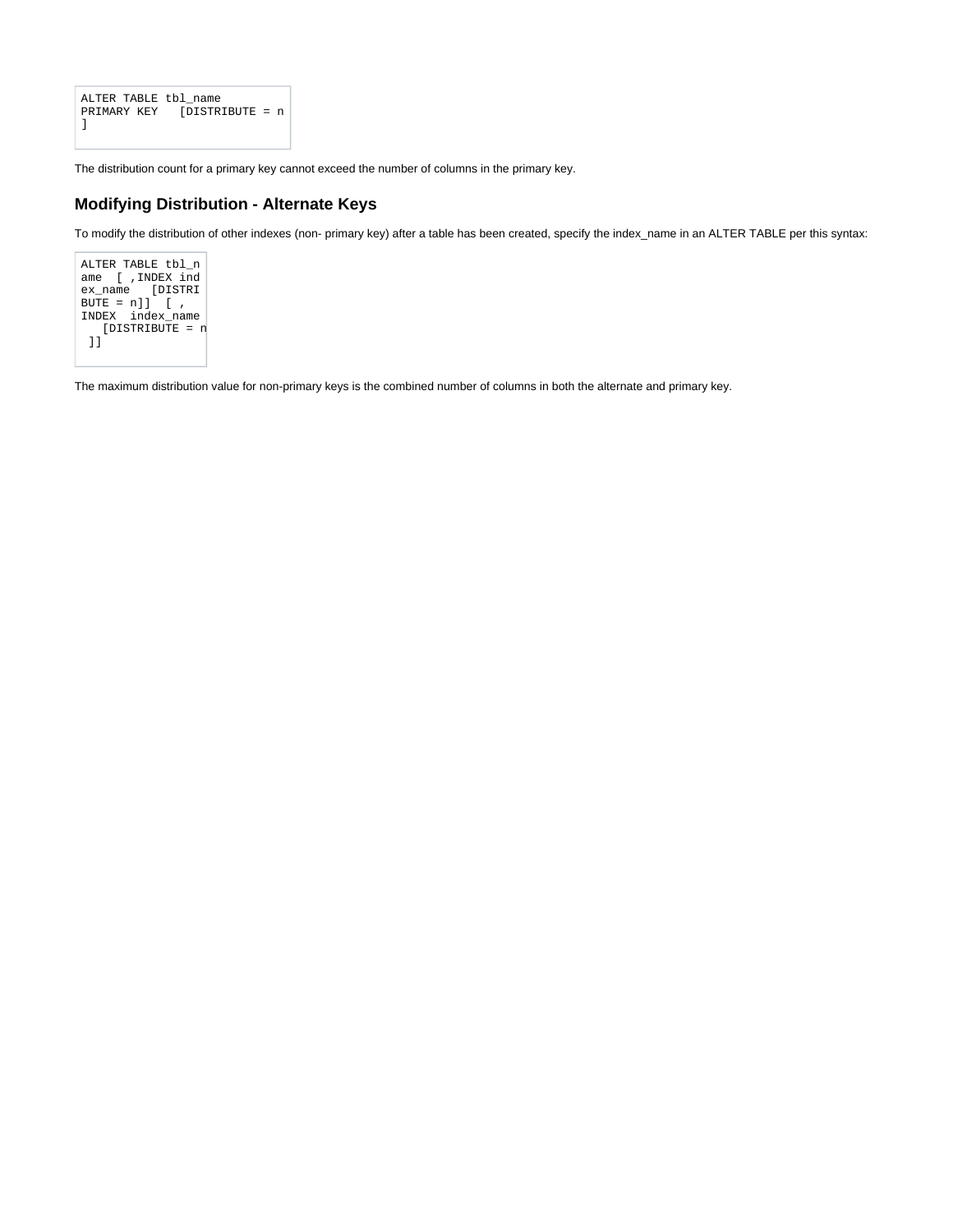```
ALTER TABLE tbl_name
PRIMARY KEY   [DISTRIBUTE = n
]
```

The distribution count for a primary key cannot exceed the number of columns in the primary key.

## Modifying Distribution - Alternate Keys

To modify the distribution of other indexes (non- primary key) after a table has been created, specify the index_name in an ALTER TABLE per this syntax:

```
ALTER TABLE tbl_n
ame  [ ,INDEX ind
ex_name   [DISTRI
BUTE = n]]  [ ,
INDEX  index_name
   [DISTRIBUTE = n
 ]]
```

The maximum distribution value for non-primary keys is the combined number of columns in both the alternate and primary key.